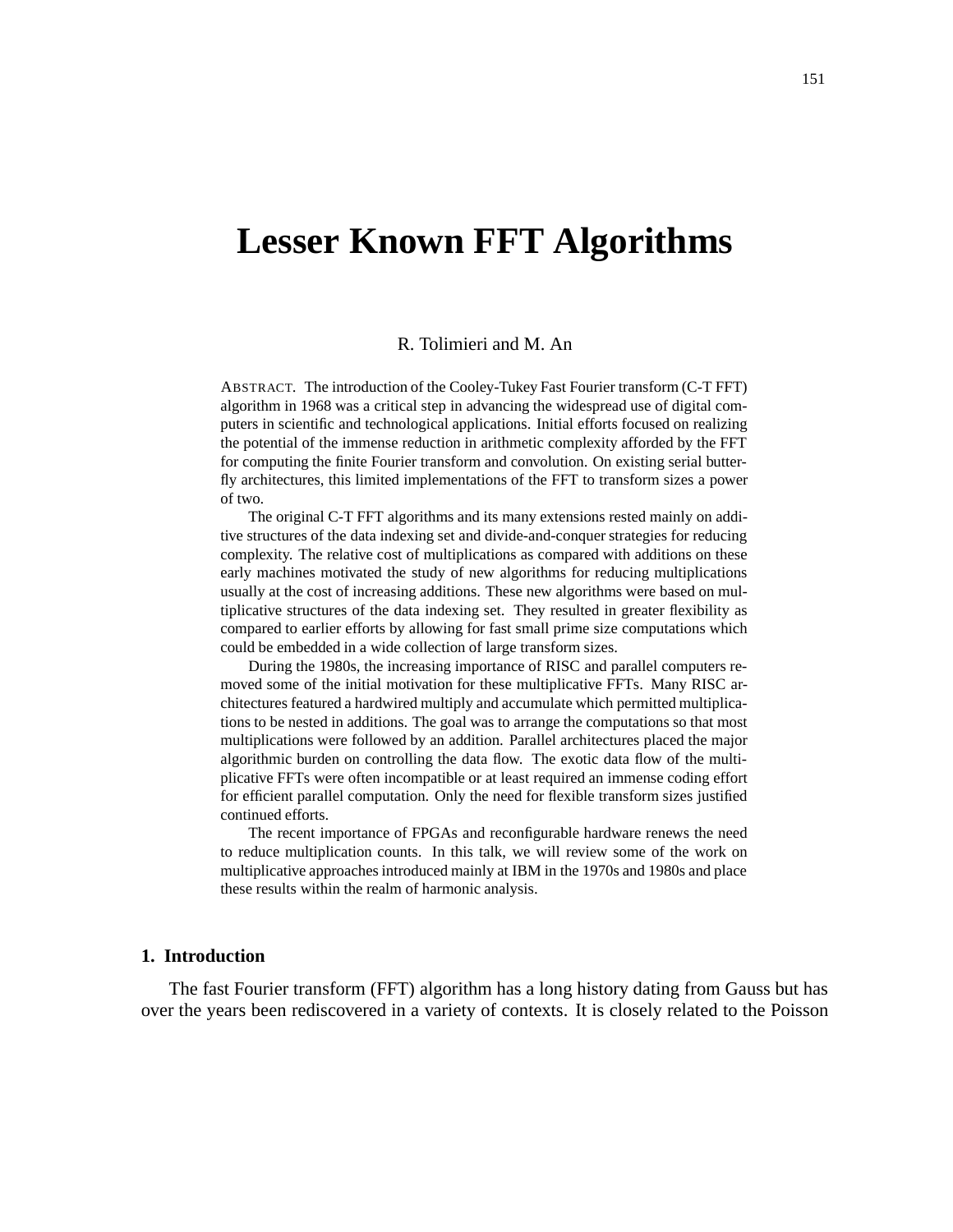# Lesser Known FFT Algorithms

R. Tolimieri and M. An

ABSTRACT. The introduction of the Cooley-Tukey Fast Fourier transform (C-T FFT) algorithm in 1968 was a critical step in advancing the widespread use of digital computers in scientific and technological applications. Initial efforts focused on realizing the potential of the immense reduction in arithmetic complexity afforded by the FFT for computing the finite Fourier transform and convolution. On existing serial butterfly architectures, this limited implementations of the FFT to transform sizes a power of two.

The original C-T FFT algorithms and its many extensions rested mainly on additive structures of the data indexing set and divide-and-conquer strategies for reducing complexity. The relative cost of multiplications as compared with additions on these early machines motivated the study of new algorithms for reducing multiplications usually at the cost of increasing additions. These new algorithms were based on multiplicative structures of the data indexing set. They resulted in greater flexibility as compared to earlier efforts by allowing for fast small prime size computations which could be embedded in a wide collection of large transform sizes.

During the 1980s, the increasing importance of RISC and parallel computers removed some of the initial motivation for these multiplicative FFTs. Many RISC architectures featured a hardwired multiply and accumulate which permitted multiplications to be nested in additions. The goal was to arrange the computations so that most multiplications were followed by an addition. Parallel architectures placed the major algorithmic burden on controlling the data flow. The exotic data flow of the multiplicative FFTs were often incompatible or at least required an immense coding effort for efficient parallel computation. Only the need for flexible transform sizes justified continued efforts.

The recent importance of FPGAs and reconfigurable hardware renews the need to reduce multiplication counts. In this talk, we will review some of the work on multiplicative approaches introduced mainly at IBM in the 1970s and 1980s and place these results within the realm of harmonic analysis.

## 1. Introduction

The fast Fourier transform (FFT) algorithm has a long history dating from Gauss but has over the years been rediscovered in a variety of contexts. It is closely related to the Poisson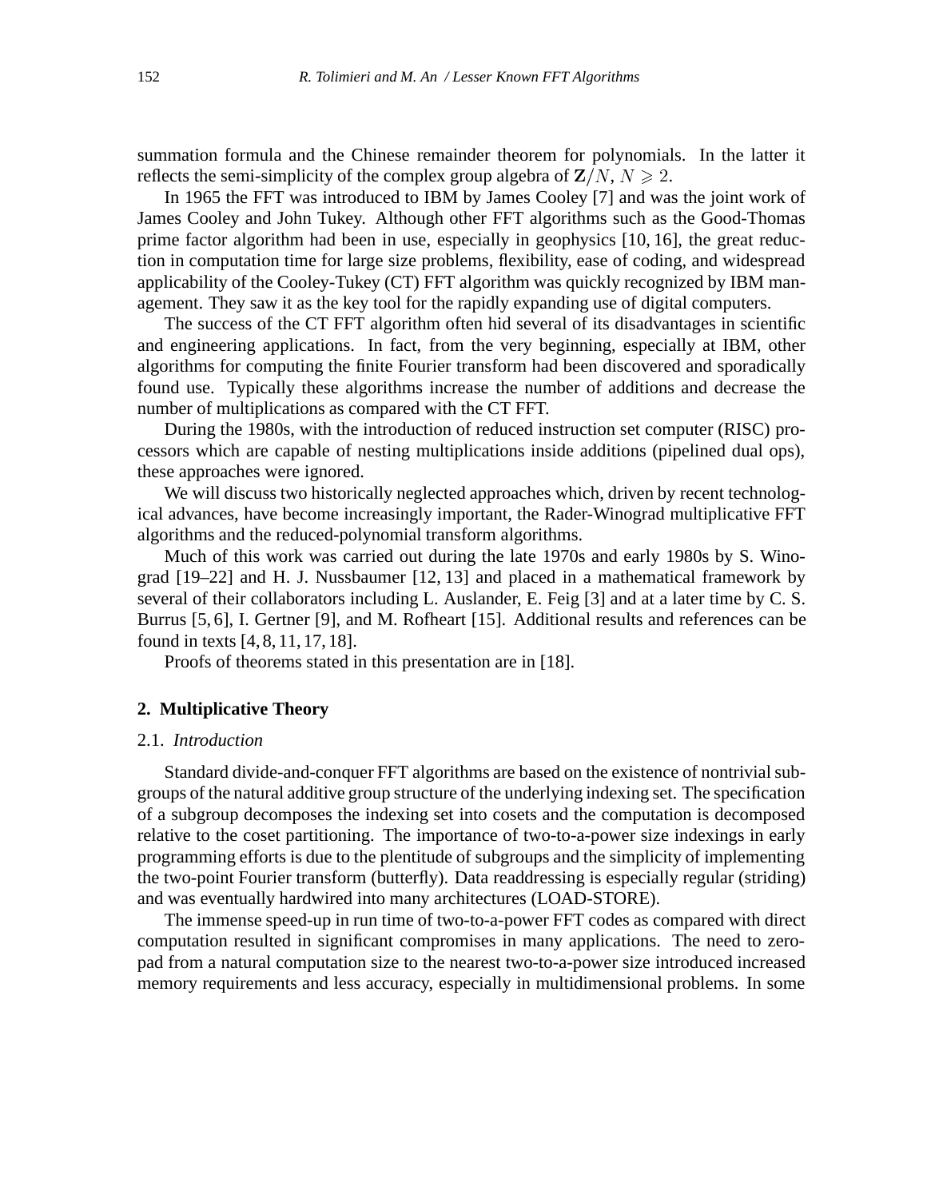summation formula and the Chinese remainder theorem for polynomials. In the latter it reflects the semi-simplicity of the complex group algebra of $\mathbf{Z}/N$, $N \geqslant 2$.

In 1965 the FFT was introduced to IBM by James Cooley [7] and was the joint work of James Cooley and John Tukey. Although other FFT algorithms such as the Good-Thomas prime factor algorithm had been in use, especially in geophysics [10, 16], the great reduction in computation time for large size problems, flexibility, ease of coding, and widespread applicability of the Cooley-Tukey (CT) FFT algorithm was quickly recognized by IBM management. They saw it as the key tool for the rapidly expanding use of digital computers.

The success of the CT FFT algorithm often hid several of its disadvantages in scientific and engineering applications. In fact, from the very beginning, especially at IBM, other algorithms for computing the finite Fourier transform had been discovered and sporadically found use. Typically these algorithms increase the number of additions and decrease the number of multiplications as compared with the CT FFT.

During the 1980s, with the introduction of reduced instruction set computer (RISC) processors which are capable of nesting multiplications inside additions (pipelined dual ops), these approaches were ignored.

We will discuss two historically neglected approaches which, driven by recent technological advances, have become increasingly important, the Rader-Winograd multiplicative FFT algorithms and the reduced-polynomial transform algorithms.

Much of this work was carried out during the late 1970s and early 1980s by S. Winograd [19–22] and H. J. Nussbaumer [12, 13] and placed in a mathematical framework by several of their collaborators including L. Auslander, E. Feig [3] and at a later time by C. S. Burrus [5, 6], I. Gertner [9], and M. Rofheart [15]. Additional results and references can be found in texts [4, 8, 11, 17, 18].

Proofs of theorems stated in this presentation are in [18].

## 2. Multiplicative Theory

### 2.1. *Introduction*

Standard divide-and-conquer FFT algorithms are based on the existence of nontrivial subgroups of the natural additive group structure of the underlying indexing set. The specification of a subgroup decomposes the indexing set into cosets and the computation is decomposed relative to the coset partitioning. The importance of two-to-a-power size indexings in early programming efforts is due to the plentitude of subgroups and the simplicity of implementing the two-point Fourier transform (butterfly). Data readdressing is especially regular (striding) and was eventually hardwired into many architectures (LOAD-STORE).

The immense speed-up in run time of two-to-a-power FFT codes as compared with direct computation resulted in significant compromises in many applications. The need to zero-pad from a natural computation size to the nearest two-to-a-power size introduced increased memory requirements and less accuracy, especially in multidimensional problems. In some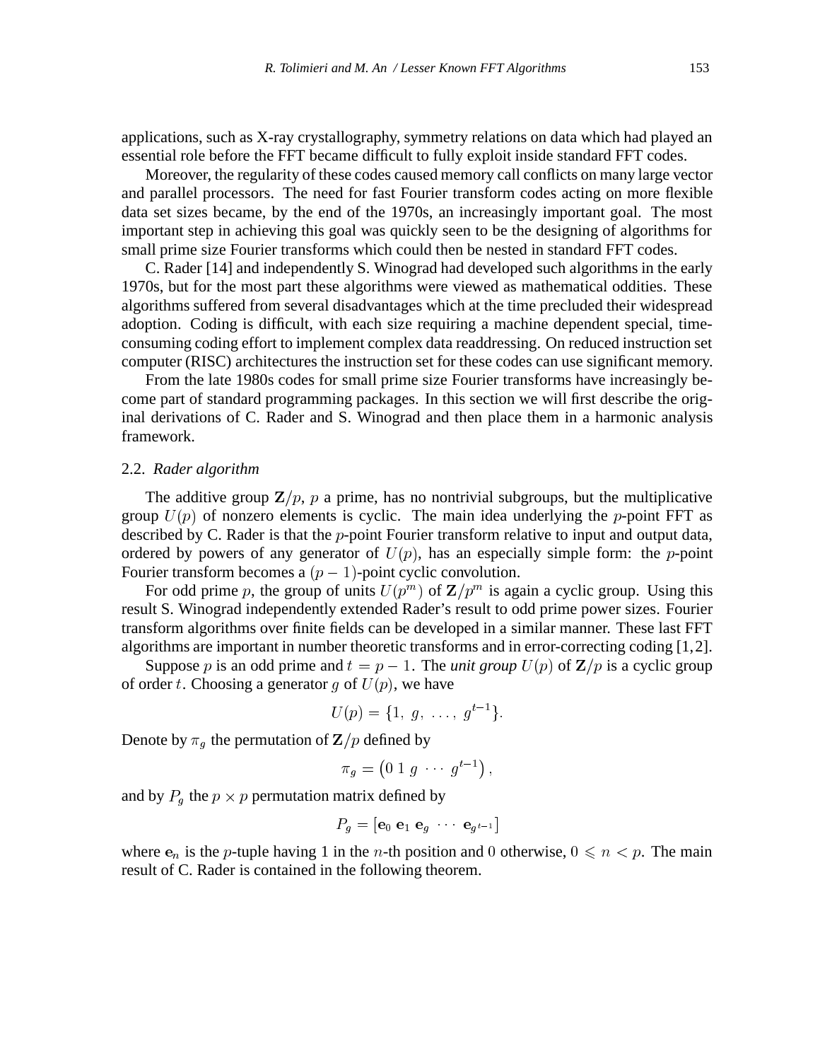applications, such as X-ray crystallography, symmetry relations on data which had played an essential role before the FFT became difficult to fully exploit inside standard FFT codes.

Moreover, the regularity of these codes caused memory call conflicts on many large vector and parallel processors. The need for fast Fourier transform codes acting on more flexible data set sizes became, by the end of the 1970s, an increasingly important goal. The most important step in achieving this goal was quickly seen to be the designing of algorithms for small prime size Fourier transforms which could then be nested in standard FFT codes.

C. Rader [14] and independently S. Winograd had developed such algorithms in the early 1970s, but for the most part these algorithms were viewed as mathematical oddities. These algorithms suffered from several disadvantages which at the time precluded their widespread adoption. Coding is difficult, with each size requiring a machine dependent special, time-consuming coding effort to implement complex data readdressing. On reduced instruction set computer (RISC) architectures the instruction set for these codes can use significant memory.

From the late 1980s codes for small prime size Fourier transforms have increasingly become part of standard programming packages. In this section we will first describe the original derivations of C. Rader and S. Winograd and then place them in a harmonic analysis framework.

### 2.2. *Rader algorithm*

The additive group $\mathbf{Z}/p$, $p$ a prime, has no nontrivial subgroups, but the multiplicative group $U(p)$ of nonzero elements is cyclic. The main idea underlying the $p$-point FFT as described by C. Rader is that the $p$-point Fourier transform relative to input and output data, ordered by powers of any generator of $U(p)$, has an especially simple form: the $p$-point Fourier transform becomes a $(p-1)$-point cyclic convolution.

For odd prime $p$, the group of units $U(p^m)$ of $\mathbf{Z}/p^m$ is again a cyclic group. Using this result S. Winograd independently extended Rader's result to odd prime power sizes. Fourier transform algorithms over finite fields can be developed in a similar manner. These last FFT algorithms are important in number theoretic transforms and in error-correcting coding [1,2].

Suppose $p$ is an odd prime and $t = p - 1$. The *unit group* $U(p)$ of $\mathbf{Z}/p$ is a cyclic group of order $t$. Choosing a generator $g$ of $U(p)$, we have

$$U(p) = \{1,\ g,\ \ldots,\ g^{t-1}\}.$$

Denote by $\pi_g$ the permutation of $\mathbf{Z}/p$ defined by

$$\pi_g = \begin{pmatrix} 0 \ 1 \ g \ \cdots \ g^{t-1} \end{pmatrix},$$

and by $P_g$ the $p \times p$ permutation matrix defined by

$$P_g = [\mathbf{e}_0 \ \mathbf{e}_1 \ \mathbf{e}_g \ \cdots \ \mathbf{e}_{g^{t-1}}]$$

where $\mathbf{e}_n$ is the $p$-tuple having 1 in the $n$-th position and 0 otherwise, $0 \leqslant n < p$. The main result of C. Rader is contained in the following theorem.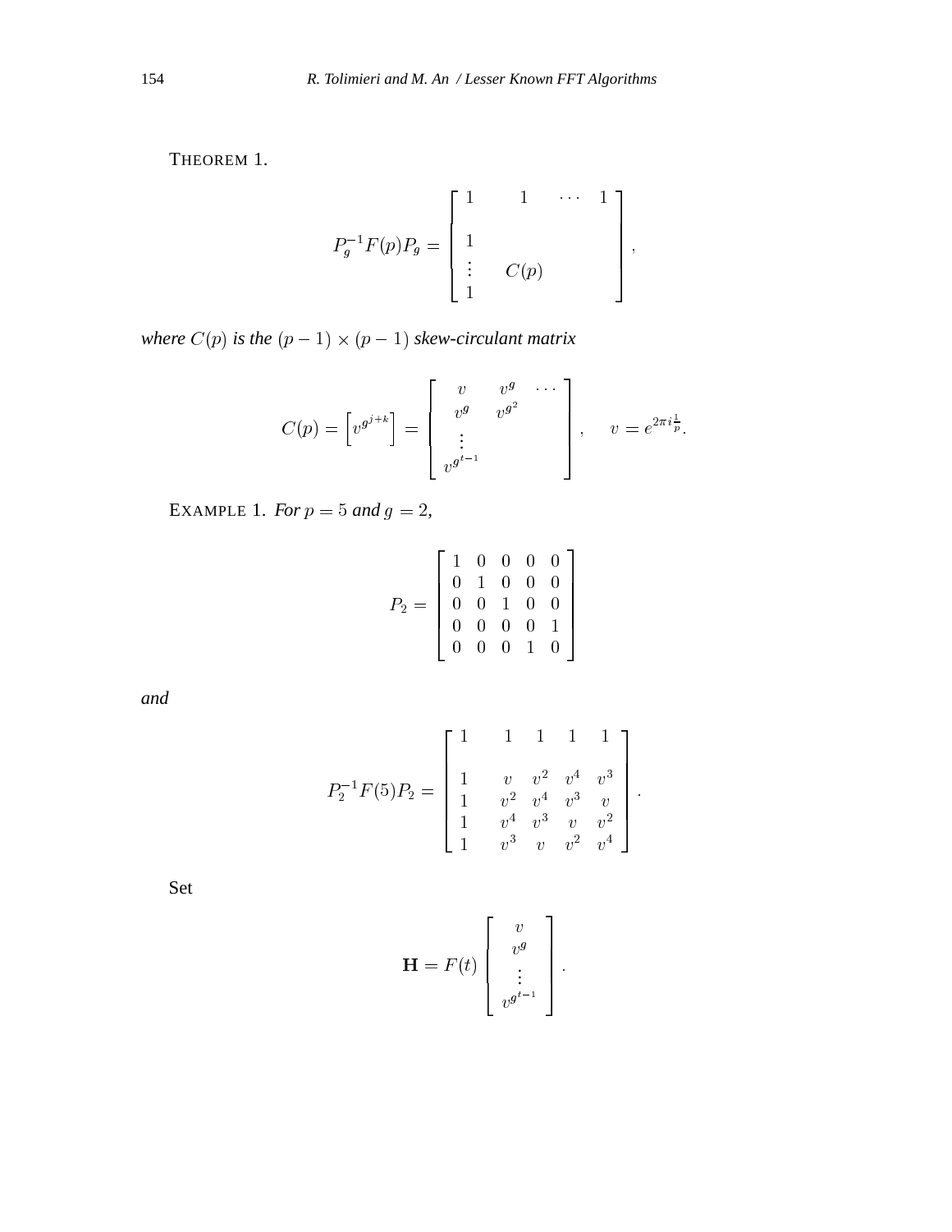THEOREM 1.

$$
P_g^{-1} F(p) P_g = \begin{bmatrix} 1 & 1 & \cdots & 1 \\ & & & \\ 1 & & & \\ \vdots & & C(p) & \\ 1 & & & \end{bmatrix},
$$

*where $C(p)$ is the $(p-1) \times (p-1)$ skew-circulant matrix*

$$
C(p) = \left[ v^{g^{j+k}} \right] = \begin{bmatrix} v & v^g & \cdots \\ v^g & v^{g^2} & \\ \vdots & & \\ v^{g^{t-1}} & & \end{bmatrix}, \quad v = e^{2\pi i \frac{1}{p}}.
$$

EXAMPLE 1. *For $p = 5$ and $g = 2$,*

$$
P_2 = \begin{bmatrix} 1 & 0 & 0 & 0 & 0 \\ 0 & 1 & 0 & 0 & 0 \\ 0 & 0 & 1 & 0 & 0 \\ 0 & 0 & 0 & 0 & 1 \\ 0 & 0 & 0 & 1 & 0 \end{bmatrix}
$$

*and*

$$
P_2^{-1} F(5) P_2 = \begin{bmatrix} 1 & 1 & 1 & 1 & 1 \\ & & & & \\ 1 & v & v^2 & v^4 & v^3 \\ 1 & v^2 & v^4 & v^3 & v \\ 1 & v^4 & v^3 & v & v^2 \\ 1 & v^3 & v & v^2 & v^4 \end{bmatrix}.
$$

Set

$$
\mathbf{H} = F(t) \begin{bmatrix} v \\ v^g \\ \vdots \\ v^{g^{t-1}} \end{bmatrix}.
$$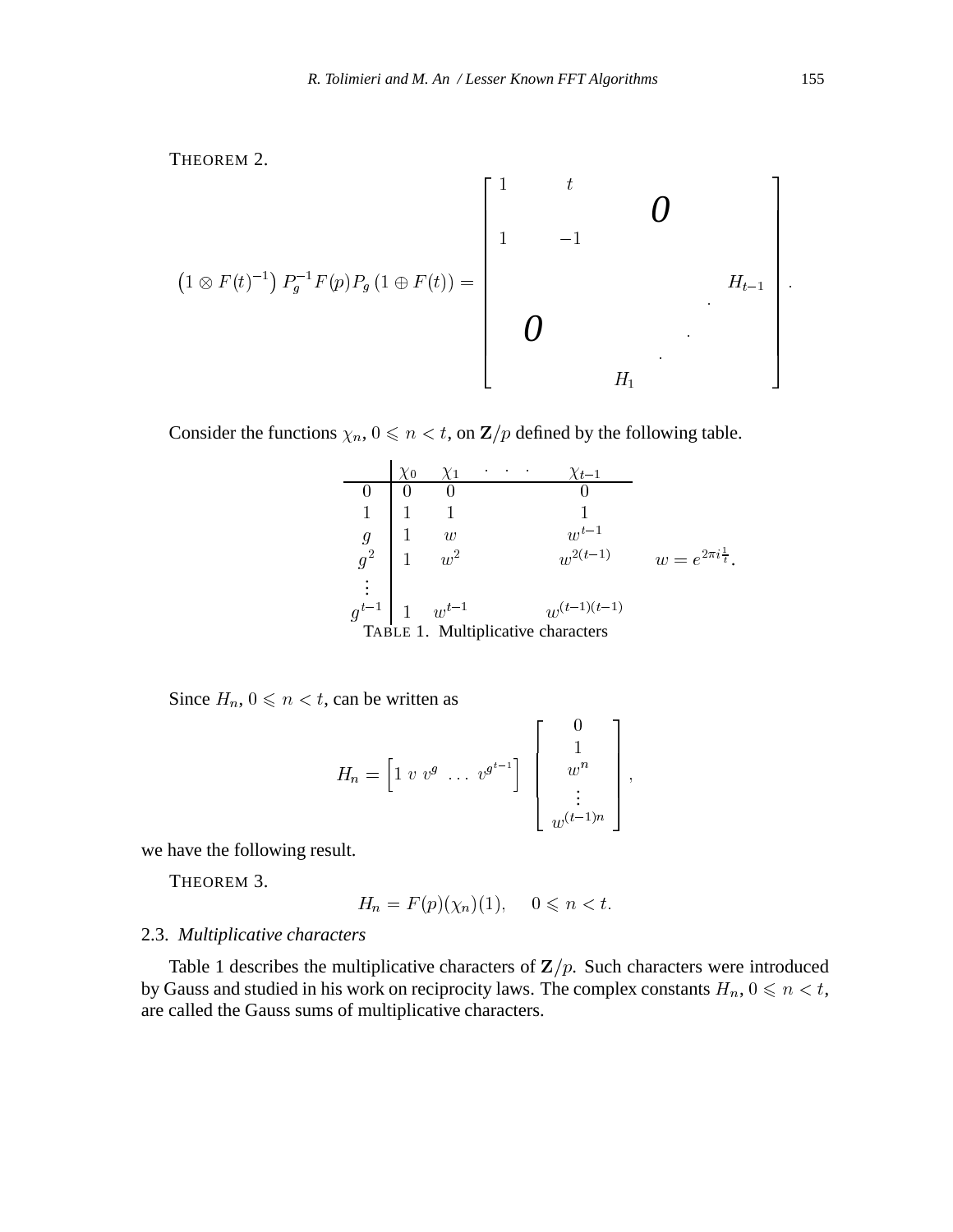THEOREM 2.

$$
\left(1 \otimes F(t)^{-1}\right) P_g^{-1} F(p) P_g \left(1 \oplus F(t)\right) = \begin{bmatrix} 1 & t & & & \\ & & \mathbf{0} & & \\ 1 & -1 & & & \\ & & & & H_{t-1} \\ & & & \cdot & \\ & \mathbf{0} & \cdot & & \\ & & \cdot & & \\ & & H_1 & & \end{bmatrix}.
$$

Consider the functions $\chi_n$, $0 \leqslant n < t$, on $\mathbf{Z}/p$ defined by the following table.

| | $\chi_0$ | $\chi_1$ | $\cdots$ | $\chi_{t-1}$ |
|---|---|---|---|---|
| $0$ | $0$ | $0$ | | $0$ |
| $1$ | $1$ | $1$ | | $1$ |
| $g$ | $1$ | $w$ | | $w^{t-1}$ |
| $g^2$ | $1$ | $w^2$ | | $w^{2(t-1)}$ |
| $\vdots$ | | | | |
| $g^{t-1}$ | $1$ | $w^{t-1}$ | | $w^{(t-1)(t-1)}$ |

$w = e^{2\pi i \frac{1}{t}}$.

TABLE 1. Multiplicative characters

Since $H_n$, $0 \leqslant n < t$, can be written as

$$
H_n = \left[1 \; v \; v^g \; \ldots \; v^{g^{t-1}}\right] \begin{bmatrix} 0 \\ 1 \\ w^n \\ \vdots \\ w^{(t-1)n} \end{bmatrix},
$$

we have the following result.

THEOREM 3.

$$
H_n = F(p)(\chi_n)(1), \quad 0 \leqslant n < t.
$$

### 2.3. *Multiplicative characters*

Table 1 describes the multiplicative characters of $\mathbf{Z}/p$. Such characters were introduced by Gauss and studied in his work on reciprocity laws. The complex constants $H_n$, $0 \leqslant n < t$, are called the Gauss sums of multiplicative characters.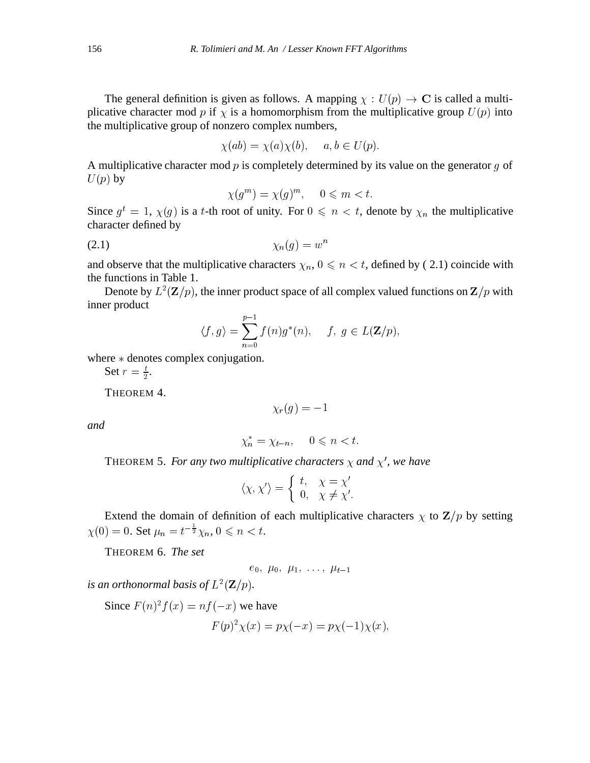The general definition is given as follows. A mapping $\chi : U(p) \to \mathbf{C}$ is called a multiplicative character mod $p$ if $\chi$ is a homomorphism from the multiplicative group $U(p)$ into the multiplicative group of nonzero complex numbers,

$$\chi(ab) = \chi(a)\chi(b), \quad a, b \in U(p).$$

A multiplicative character mod $p$ is completely determined by its value on the generator $g$ of $U(p)$ by

$$\chi(g^m) = \chi(g)^m, \quad 0 \leqslant m < t.$$

Since $g^t = 1$, $\chi(g)$ is a $t$-th root of unity. For $0 \leqslant n < t$, denote by $\chi_n$ the multiplicative character defined by

$$\chi_n(g) = w^n \tag{2.1}$$

and observe that the multiplicative characters $\chi_n$, $0 \leqslant n < t$, defined by ( 2.1) coincide with the functions in Table 1.

Denote by $L^2(\mathbf{Z}/p)$, the inner product space of all complex valued functions on $\mathbf{Z}/p$ with inner product

$$\langle f, g \rangle = \sum_{n=0}^{p-1} f(n) g^*(n), \quad f,\ g \in L(\mathbf{Z}/p),$$

where $*$ denotes complex conjugation.

Set $r = \frac{t}{2}$.

THEOREM 4.

$$\chi_r(g) = -1$$

*and*

$$\chi_n^* = \chi_{t-n}, \quad 0 \leqslant n < t.$$

THEOREM 5. *For any two multiplicative characters $\chi$ and $\chi'$, we have*

$$\langle \chi, \chi' \rangle = \begin{cases} t, & \chi = \chi' \\ 0, & \chi \neq \chi'. \end{cases}$$

Extend the domain of definition of each multiplicative characters $\chi$ to $\mathbf{Z}/p$ by setting $\chi(0) = 0$. Set $\mu_n = t^{-\frac{1}{2}} \chi_n$, $0 \leqslant n < t$.

THEOREM 6. *The set*

$$e_0,\ \mu_0,\ \mu_1,\ \ldots,\ \mu_{t-1}$$

*is an orthonormal basis of $L^2(\mathbf{Z}/p)$.*

Since $F(n)^2 f(x) = n f(-x)$ we have

$$F(p)^2 \chi(x) = p\chi(-x) = p\chi(-1)\chi(x),$$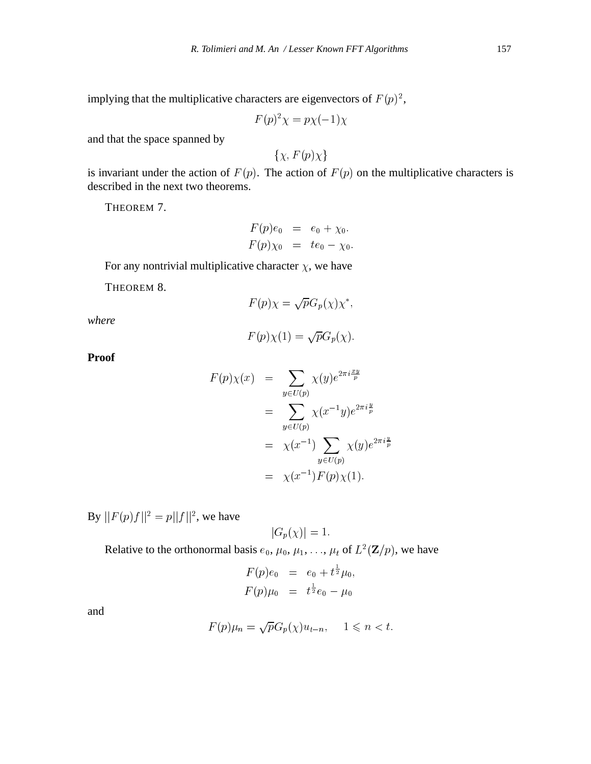implying that the multiplicative characters are eigenvectors of $F(p)^2$,

$$F(p)^2\chi = p\chi(-1)\chi$$

and that the space spanned by

$$\{\chi, F(p)\chi\}$$

is invariant under the action of $F(p)$. The action of $F(p)$ on the multiplicative characters is described in the next two theorems.

THEOREM 7.

$$\begin{aligned} F(p)e_0 &= e_0 + \chi_0. \\ F(p)\chi_0 &= te_0 - \chi_0. \end{aligned}$$

For any nontrivial multiplicative character $\chi$, we have

THEOREM 8.

$$F(p)\chi = \sqrt{p}G_p(\chi)\chi^*,$$

*where*

$$F(p)\chi(1) = \sqrt{p}G_p(\chi).$$

**Proof**

$$\begin{aligned} F(p)\chi(x) &= \sum_{y\in U(p)} \chi(y)e^{2\pi i\frac{xy}{p}} \\ &= \sum_{y\in U(p)} \chi(x^{-1}y)e^{2\pi i\frac{y}{p}} \\ &= \chi(x^{-1})\sum_{y\in U(p)} \chi(y)e^{2\pi i\frac{y}{p}} \\ &= \chi(x^{-1})F(p)\chi(1). \end{aligned}$$

By $||F(p)f||^2 = p||f||^2$, we have

$$|G_p(\chi)| = 1.$$

Relative to the orthonormal basis $e_0, \mu_0, \mu_1, \ldots, \mu_t$ of $L^2(\mathbf{Z}/p)$, we have

$$\begin{aligned} F(p)e_0 &= e_0 + t^{\frac{1}{2}}\mu_0, \\ F(p)\mu_0 &= t^{\frac{1}{2}}e_0 - \mu_0 \end{aligned}$$

and

$$F(p)\mu_n = \sqrt{p}G_p(\chi)u_{t-n}, \quad 1 \leqslant n < t.$$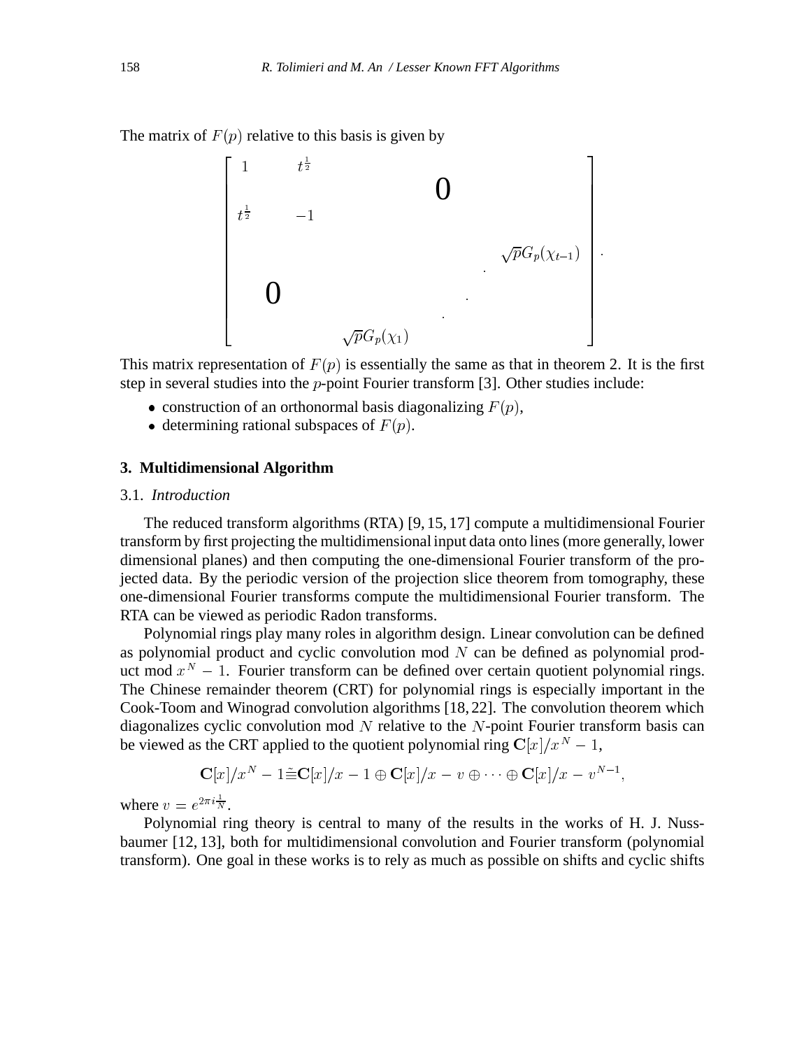The matrix of $F(p)$ relative to this basis is given by

$$
\begin{bmatrix}
1 & t^{\frac{1}{2}} & & & & \\
t^{\frac{1}{2}} & -1 & & & \mathbf{0} & \\
 & & & & & \sqrt{p}G_p(\chi_{t-1}) \\
 & & & & \cdot & \\
 & \mathbf{0} & & \cdot & & \\
 & & \cdot & & & \\
 & & \sqrt{p}G_p(\chi_1) & & &
\end{bmatrix}.
$$

This matrix representation of $F(p)$ is essentially the same as that in theorem 2. It is the first step in several studies into the $p$-point Fourier transform [3]. Other studies include:

- construction of an orthonormal basis diagonalizing $F(p)$,
- determining rational subspaces of $F(p)$.

## 3. Multidimensional Algorithm

### 3.1. *Introduction*

The reduced transform algorithms (RTA) [9, 15, 17] compute a multidimensional Fourier transform by first projecting the multidimensional input data onto lines (more generally, lower dimensional planes) and then computing the one-dimensional Fourier transform of the projected data. By the periodic version of the projection slice theorem from tomography, these one-dimensional Fourier transforms compute the multidimensional Fourier transform. The RTA can be viewed as periodic Radon transforms.

Polynomial rings play many roles in algorithm design. Linear convolution can be defined as polynomial product and cyclic convolution mod $N$ can be defined as polynomial product mod $x^N - 1$. Fourier transform can be defined over certain quotient polynomial rings. The Chinese remainder theorem (CRT) for polynomial rings is especially important in the Cook-Toom and Winograd convolution algorithms [18, 22]. The convolution theorem which diagonalizes cyclic convolution mod $N$ relative to the $N$-point Fourier transform basis can be viewed as the CRT applied to the quotient polynomial ring $\mathbf{C}[x]/x^N - 1$,

$$\mathbf{C}[x]/x^N - 1 \tilde{\equiv} \mathbf{C}[x]/x - 1 \oplus \mathbf{C}[x]/x - v \oplus \cdots \oplus \mathbf{C}[x]/x - v^{N-1},$$

where $v = e^{2\pi i \frac{1}{N}}$.

Polynomial ring theory is central to many of the results in the works of H. J. Nussbaumer [12, 13], both for multidimensional convolution and Fourier transform (polynomial transform). One goal in these works is to rely as much as possible on shifts and cyclic shifts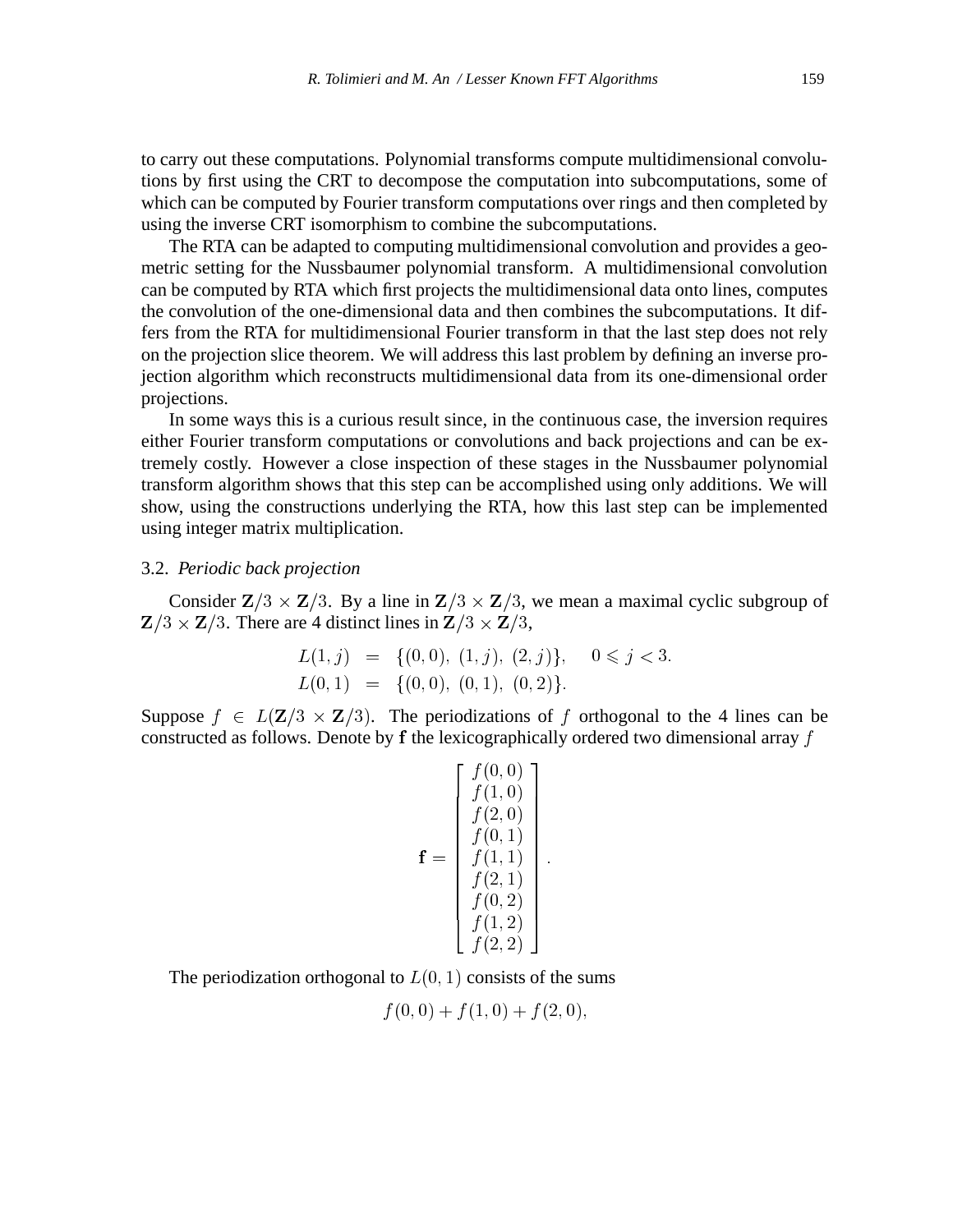to carry out these computations. Polynomial transforms compute multidimensional convolutions by first using the CRT to decompose the computation into subcomputations, some of which can be computed by Fourier transform computations over rings and then completed by using the inverse CRT isomorphism to combine the subcomputations.

The RTA can be adapted to computing multidimensional convolution and provides a geometric setting for the Nussbaumer polynomial transform. A multidimensional convolution can be computed by RTA which first projects the multidimensional data onto lines, computes the convolution of the one-dimensional data and then combines the subcomputations. It differs from the RTA for multidimensional Fourier transform in that the last step does not rely on the projection slice theorem. We will address this last problem by defining an inverse projection algorithm which reconstructs multidimensional data from its one-dimensional order projections.

In some ways this is a curious result since, in the continuous case, the inversion requires either Fourier transform computations or convolutions and back projections and can be extremely costly. However a close inspection of these stages in the Nussbaumer polynomial transform algorithm shows that this step can be accomplished using only additions. We will show, using the constructions underlying the RTA, how this last step can be implemented using integer matrix multiplication.

### 3.2. *Periodic back projection*

Consider $\mathbf{Z}/3 \times \mathbf{Z}/3$. By a line in $\mathbf{Z}/3 \times \mathbf{Z}/3$, we mean a maximal cyclic subgroup of $\mathbf{Z}/3 \times \mathbf{Z}/3$. There are 4 distinct lines in $\mathbf{Z}/3 \times \mathbf{Z}/3$,

$$
\begin{aligned}
L(1, j) &= \{(0,0),\ (1,j),\ (2,j)\}, \quad 0 \leqslant j < 3. \\
L(0, 1) &= \{(0,0),\ (0,1),\ (0,2)\}.
\end{aligned}
$$

Suppose $f \in L(\mathbf{Z}/3 \times \mathbf{Z}/3)$. The periodizations of $f$ orthogonal to the 4 lines can be constructed as follows. Denote by $\mathbf{f}$ the lexicographically ordered two dimensional array $f$

$$
\mathbf{f} = \begin{bmatrix} f(0,0) \\ f(1,0) \\ f(2,0) \\ f(0,1) \\ f(1,1) \\ f(2,1) \\ f(0,2) \\ f(1,2) \\ f(2,2) \end{bmatrix}.
$$

The periodization orthogonal to $L(0, 1)$ consists of the sums

$$
f(0,0) + f(1,0) + f(2,0),
$$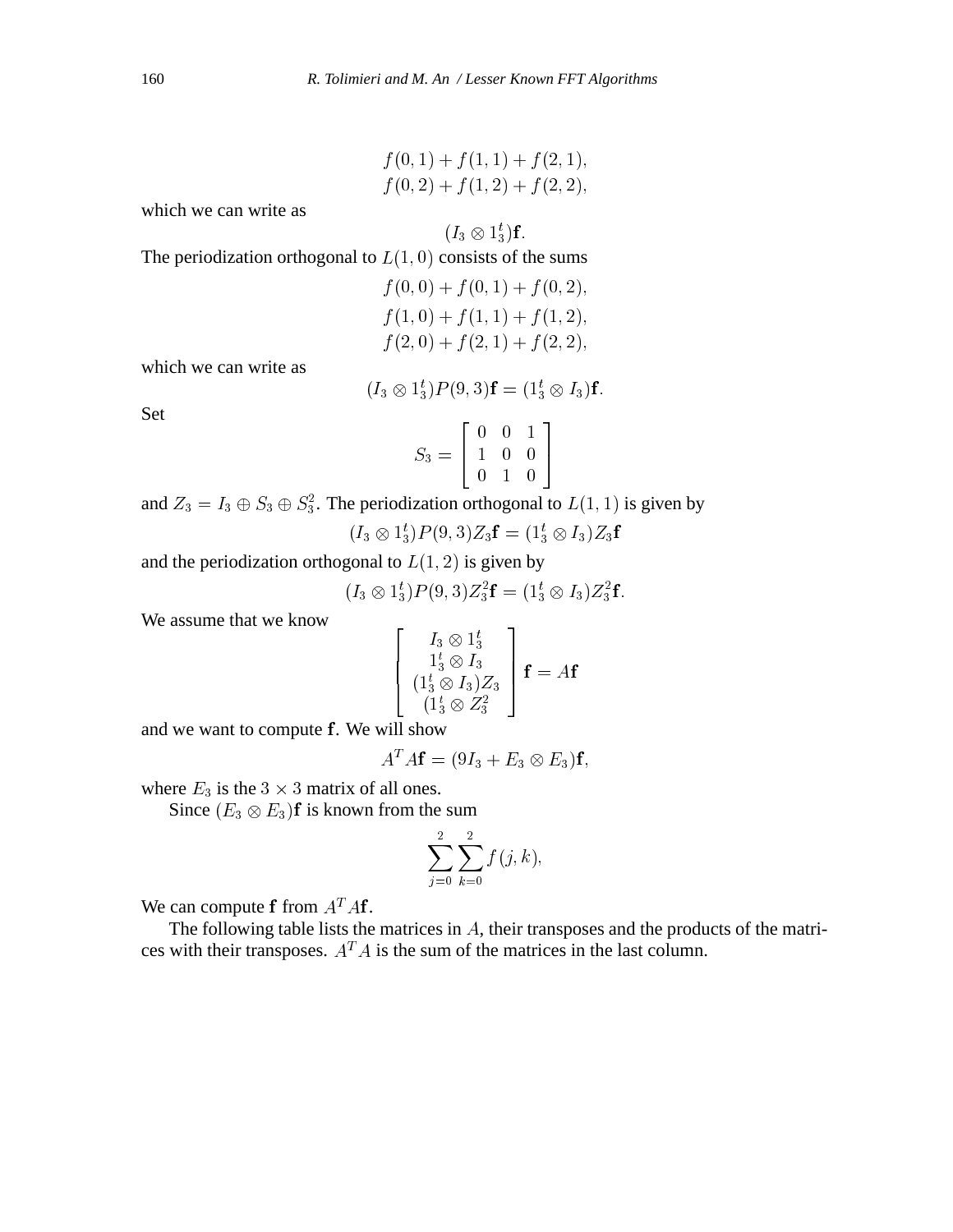$$f(0,1) + f(1,1) + f(2,1),$$
$$f(0,2) + f(1,2) + f(2,2),$$

which we can write as

$$(I_3 \otimes 1_3^t)\mathbf{f}.$$

The periodization orthogonal to $L(1,0)$ consists of the sums

$$f(0,0) + f(0,1) + f(0,2),$$
$$f(1,0) + f(1,1) + f(1,2),$$
$$f(2,0) + f(2,1) + f(2,2),$$

which we can write as

$$(I_3 \otimes 1_3^t)P(9,3)\mathbf{f} = (1_3^t \otimes I_3)\mathbf{f}.$$

Set

$$S_3 = \begin{bmatrix} 0 & 0 & 1 \\ 1 & 0 & 0 \\ 0 & 1 & 0 \end{bmatrix}$$

and $Z_3 = I_3 \oplus S_3 \oplus S_3^2$. The periodization orthogonal to $L(1,1)$ is given by

$$(I_3 \otimes 1_3^t)P(9,3)Z_3\mathbf{f} = (1_3^t \otimes I_3)Z_3\mathbf{f}$$

and the periodization orthogonal to $L(1,2)$ is given by

$$(I_3 \otimes 1_3^t)P(9,3)Z_3^2\mathbf{f} = (1_3^t \otimes I_3)Z_3^2\mathbf{f}.$$

We assume that we know

$$\begin{bmatrix} I_3 \otimes 1_3^t \\ 1_3^t \otimes I_3 \\ (1_3^t \otimes I_3)Z_3 \\ (1_3^t \otimes Z_3^2 \end{bmatrix} \mathbf{f} = A\mathbf{f}$$

and we want to compute $\mathbf{f}$. We will show

$$A^T A\mathbf{f} = (9I_3 + E_3 \otimes E_3)\mathbf{f},$$

where $E_3$ is the $3 \times 3$ matrix of all ones.

Since $(E_3 \otimes E_3)\mathbf{f}$ is known from the sum

$$\sum_{j=0}^{2} \sum_{k=0}^{2} f(j,k),$$

We can compute $\mathbf{f}$ from $A^T A\mathbf{f}$.

The following table lists the matrices in $A$, their transposes and the products of the matrices with their transposes. $A^T A$ is the sum of the matrices in the last column.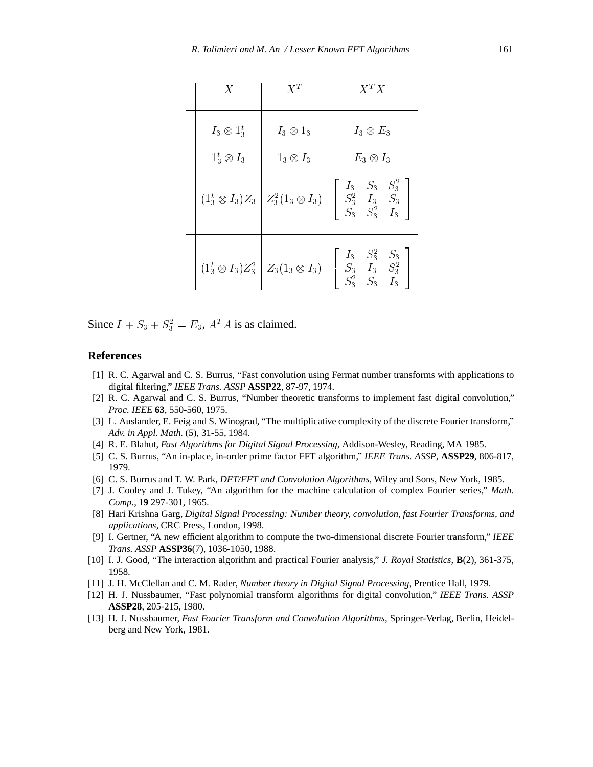| $X$ | $X^T$ | $X^T X$ |
|---|---|---|
| $I_3 \otimes 1_3^t$ | $I_3 \otimes 1_3$ | $I_3 \otimes E_3$ |
| $1_3^t \otimes I_3$ | $1_3 \otimes I_3$ | $E_3 \otimes I_3$ |
| $(1_3^t \otimes I_3)Z_3$ | $Z_3^2(1_3 \otimes I_3)$ | $\begin{bmatrix} I_3 & S_3 & S_3^2 \\ S_3^2 & I_3 & S_3 \\ S_3 & S_3^2 & I_3 \end{bmatrix}$ |
| $(1_3^t \otimes I_3)Z_3^2$ | $Z_3(1_3 \otimes I_3)$ | $\begin{bmatrix} I_3 & S_3^2 & S_3 \\ S_3 & I_3 & S_3^2 \\ S_3^2 & S_3 & I_3 \end{bmatrix}$ |

Since $I + S_3 + S_3^2 = E_3$, $A^T A$ is as claimed.

## References

[1] R. C. Agarwal and C. S. Burrus, "Fast convolution using Fermat number transforms with applications to digital filtering," *IEEE Trans. ASSP* **ASSP22**, 87-97, 1974.

[2] R. C. Agarwal and C. S. Burrus, "Number theoretic transforms to implement fast digital convolution," *Proc. IEEE* **63**, 550-560, 1975.

[3] L. Auslander, E. Feig and S. Winograd, "The multiplicative complexity of the discrete Fourier transform," *Adv. in Appl. Math.* (5), 31-55, 1984.

[4] R. E. Blahut, *Fast Algorithms for Digital Signal Processing*, Addison-Wesley, Reading, MA 1985.

[5] C. S. Burrus, "An in-place, in-order prime factor FFT algorithm," *IEEE Trans. ASSP*, **ASSP29**, 806-817, 1979.

[6] C. S. Burrus and T. W. Park, *DFT/FFT and Convolution Algorithms*, Wiley and Sons, New York, 1985.

[7] J. Cooley and J. Tukey, "An algorithm for the machine calculation of complex Fourier series," *Math. Comp.*, **19** 297-301, 1965.

[8] Hari Krishna Garg, *Digital Signal Processing: Number theory, convolution, fast Fourier Transforms, and applications*, CRC Press, London, 1998.

[9] I. Gertner, "A new efficient algorithm to compute the two-dimensional discrete Fourier transform," *IEEE Trans. ASSP* **ASSP36**(7), 1036-1050, 1988.

[10] I. J. Good, "The interaction algorithm and practical Fourier analysis," *J. Royal Statistics*, **B**(2), 361-375, 1958.

[11] J. H. McClellan and C. M. Rader, *Number theory in Digital Signal Processing*, Prentice Hall, 1979.

[12] H. J. Nussbaumer, "Fast polynomial transform algorithms for digital convolution," *IEEE Trans. ASSP* **ASSP28**, 205-215, 1980.

[13] H. J. Nussbaumer, *Fast Fourier Transform and Convolution Algorithms*, Springer-Verlag, Berlin, Heidelberg and New York, 1981.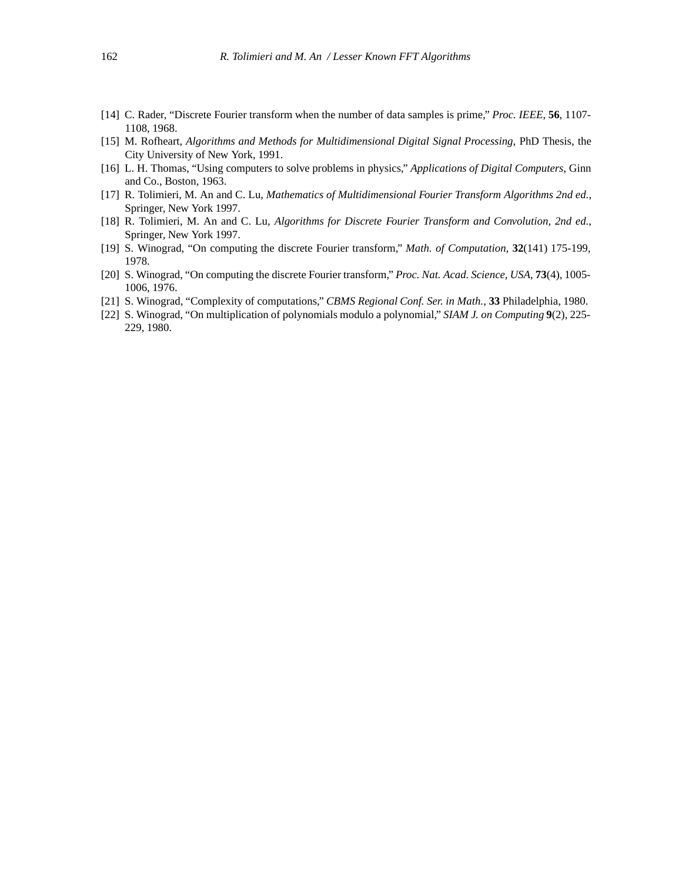[14] C. Rader, "Discrete Fourier transform when the number of data samples is prime," *Proc. IEEE*, **56**, 1107-1108, 1968.

[15] M. Rofheart, *Algorithms and Methods for Multidimensional Digital Signal Processing*, PhD Thesis, the City University of New York, 1991.

[16] L. H. Thomas, "Using computers to solve problems in physics," *Applications of Digital Computers*, Ginn and Co., Boston, 1963.

[17] R. Tolimieri, M. An and C. Lu, *Mathematics of Multidimensional Fourier Transform Algorithms 2nd ed.*, Springer, New York 1997.

[18] R. Tolimieri, M. An and C. Lu, *Algorithms for Discrete Fourier Transform and Convolution, 2nd ed.*, Springer, New York 1997.

[19] S. Winograd, "On computing the discrete Fourier transform," *Math. of Computation*, **32**(141) 175-199, 1978.

[20] S. Winograd, "On computing the discrete Fourier transform," *Proc. Nat. Acad. Science, USA*, **73**(4), 1005-1006, 1976.

[21] S. Winograd, "Complexity of computations," *CBMS Regional Conf. Ser. in Math.*, **33** Philadelphia, 1980.

[22] S. Winograd, "On multiplication of polynomials modulo a polynomial," *SIAM J. on Computing* **9**(2), 225-229, 1980.